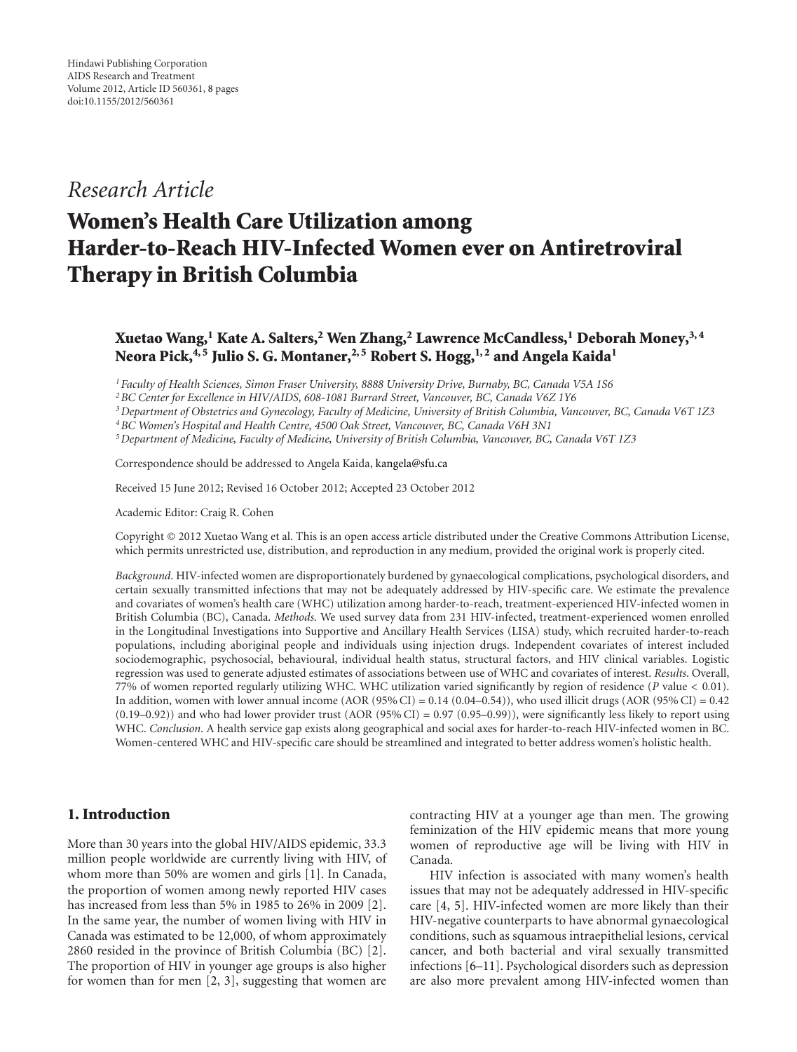Hindawi Publishing Corporation
AIDS Research and Treatment
Volume 2012, Article ID 560361, 8 pages
doi:10.1155/2012/560361

*Research Article*

# Women's Health Care Utilization among Harder-to-Reach HIV-Infected Women ever on Antiretroviral Therapy in British Columbia

**Xuetao Wang,[1] Kate A. Salters,[2] Wen Zhang,[2] Lawrence McCandless,[1] Deborah Money,[3,4] Neora Pick,[4,5] Julio S. G. Montaner,[2,5] Robert S. Hogg,[1,2] and Angela Kaida[1]**

[1] *Faculty of Health Sciences, Simon Fraser University, 8888 University Drive, Burnaby, BC, Canada V5A 1S6*
[2] *BC Center for Excellence in HIV/AIDS, 608-1081 Burrard Street, Vancouver, BC, Canada V6Z 1Y6*
[3] *Department of Obstetrics and Gynecology, Faculty of Medicine, University of British Columbia, Vancouver, BC, Canada V6T 1Z3*
[4] *BC Women's Hospital and Health Centre, 4500 Oak Street, Vancouver, BC, Canada V6H 3N1*
[5] *Department of Medicine, Faculty of Medicine, University of British Columbia, Vancouver, BC, Canada V6T 1Z3*

Correspondence should be addressed to Angela Kaida, kangela@sfu.ca

Received 15 June 2012; Revised 16 October 2012; Accepted 23 October 2012

Academic Editor: Craig R. Cohen

Copyright © 2012 Xuetao Wang et al. This is an open access article distributed under the Creative Commons Attribution License, which permits unrestricted use, distribution, and reproduction in any medium, provided the original work is properly cited.

*Background*. HIV-infected women are disproportionately burdened by gynaecological complications, psychological disorders, and certain sexually transmitted infections that may not be adequately addressed by HIV-specific care. We estimate the prevalence and covariates of women's health care (WHC) utilization among harder-to-reach, treatment-experienced HIV-infected women in British Columbia (BC), Canada. *Methods*. We used survey data from 231 HIV-infected, treatment-experienced women enrolled in the Longitudinal Investigations into Supportive and Ancillary Health Services (LISA) study, which recruited harder-to-reach populations, including aboriginal people and individuals using injection drugs. Independent covariates of interest included sociodemographic, psychosocial, behavioural, individual health status, structural factors, and HIV clinical variables. Logistic regression was used to generate adjusted estimates of associations between use of WHC and covariates of interest. *Results*. Overall, 77% of women reported regularly utilizing WHC. WHC utilization varied significantly by region of residence ($P$ value $< 0.01$). In addition, women with lower annual income (AOR (95% CI) = 0.14 (0.04–0.54)), who used illicit drugs (AOR (95% CI) = 0.42 (0.19–0.92)) and who had lower provider trust (AOR (95% CI) = 0.97 (0.95–0.99)), were significantly less likely to report using WHC. *Conclusion*. A health service gap exists along geographical and social axes for harder-to-reach HIV-infected women in BC. Women-centered WHC and HIV-specific care should be streamlined and integrated to better address women's holistic health.

## 1. Introduction

More than 30 years into the global HIV/AIDS epidemic, 33.3 million people worldwide are currently living with HIV, of whom more than 50% are women and girls [1]. In Canada, the proportion of women among newly reported HIV cases has increased from less than 5% in 1985 to 26% in 2009 [2]. In the same year, the number of women living with HIV in Canada was estimated to be 12,000, of whom approximately 2860 resided in the province of British Columbia (BC) [2]. The proportion of HIV in younger age groups is also higher for women than for men [2, 3], suggesting that women are contracting HIV at a younger age than men. The growing feminization of the HIV epidemic means that more young women of reproductive age will be living with HIV in Canada.

HIV infection is associated with many women's health issues that may not be adequately addressed in HIV-specific care [4, 5]. HIV-infected women are more likely than their HIV-negative counterparts to have abnormal gynaecological conditions, such as squamous intraepithelial lesions, cervical cancer, and both bacterial and viral sexually transmitted infections [6–11]. Psychological disorders such as depression are also more prevalent among HIV-infected women than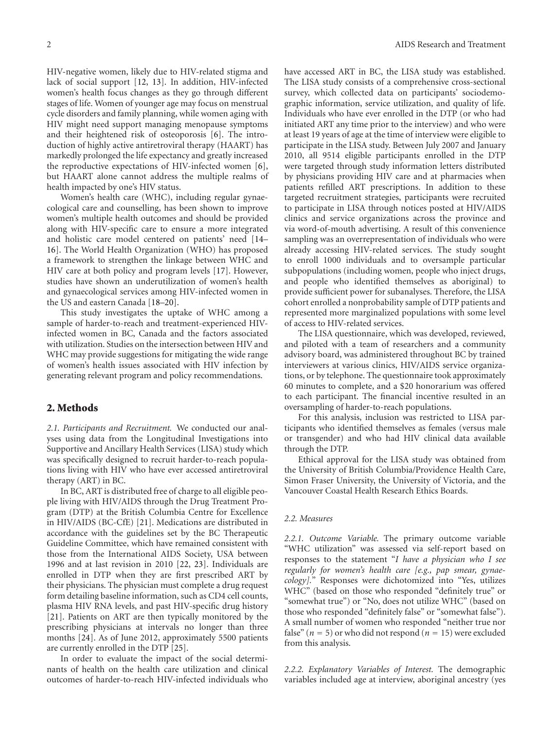HIV-negative women, likely due to HIV-related stigma and lack of social support [12, 13]. In addition, HIV-infected women's health focus changes as they go through different stages of life. Women of younger age may focus on menstrual cycle disorders and family planning, while women aging with HIV might need support managing menopause symptoms and their heightened risk of osteoporosis [6]. The introduction of highly active antiretroviral therapy (HAART) has markedly prolonged the life expectancy and greatly increased the reproductive expectations of HIV-infected women [6], but HAART alone cannot address the multiple realms of health impacted by one's HIV status.

Women's health care (WHC), including regular gynaecological care and counselling, has been shown to improve women's multiple health outcomes and should be provided along with HIV-specific care to ensure a more integrated and holistic care model centered on patients' need [14–16]. The World Health Organization (WHO) has proposed a framework to strengthen the linkage between WHC and HIV care at both policy and program levels [17]. However, studies have shown an underutilization of women's health and gynaecological services among HIV-infected women in the US and eastern Canada [18–20].

This study investigates the uptake of WHC among a sample of harder-to-reach and treatment-experienced HIV-infected women in BC, Canada and the factors associated with utilization. Studies on the intersection between HIV and WHC may provide suggestions for mitigating the wide range of women's health issues associated with HIV infection by generating relevant program and policy recommendations.

## 2. Methods

*2.1. Participants and Recruitment.* We conducted our analyses using data from the Longitudinal Investigations into Supportive and Ancillary Health Services (LISA) study which was specifically designed to recruit harder-to-reach populations living with HIV who have ever accessed antiretroviral therapy (ART) in BC.

In BC, ART is distributed free of charge to all eligible people living with HIV/AIDS through the Drug Treatment Program (DTP) at the British Columbia Centre for Excellence in HIV/AIDS (BC-CfE) [21]. Medications are distributed in accordance with the guidelines set by the BC Therapeutic Guideline Committee, which have remained consistent with those from the International AIDS Society, USA between 1996 and at last revision in 2010 [22, 23]. Individuals are enrolled in DTP when they are first prescribed ART by their physicians. The physician must complete a drug request form detailing baseline information, such as CD4 cell counts, plasma HIV RNA levels, and past HIV-specific drug history [21]. Patients on ART are then typically monitored by the prescribing physicians at intervals no longer than three months [24]. As of June 2012, approximately 5500 patients are currently enrolled in the DTP [25].

In order to evaluate the impact of the social determinants of health on the health care utilization and clinical outcomes of harder-to-reach HIV-infected individuals who have accessed ART in BC, the LISA study was established. The LISA study consists of a comprehensive cross-sectional survey, which collected data on participants' sociodemographic information, service utilization, and quality of life. Individuals who have ever enrolled in the DTP (or who had initiated ART any time prior to the interview) and who were at least 19 years of age at the time of interview were eligible to participate in the LISA study. Between July 2007 and January 2010, all 9514 eligible participants enrolled in the DTP were targeted through study information letters distributed by physicians providing HIV care and at pharmacies when patients refilled ART prescriptions. In addition to these targeted recruitment strategies, participants were recruited to participate in LISA through notices posted at HIV/AIDS clinics and service organizations across the province and via word-of-mouth advertising. A result of this convenience sampling was an overrepresentation of individuals who were already accessing HIV-related services. The study sought to enroll 1000 individuals and to oversample particular subpopulations (including women, people who inject drugs, and people who identified themselves as aboriginal) to provide sufficient power for subanalyses. Therefore, the LISA cohort enrolled a nonprobability sample of DTP patients and represented more marginalized populations with some level of access to HIV-related services.

The LISA questionnaire, which was developed, reviewed, and piloted with a team of researchers and a community advisory board, was administered throughout BC by trained interviewers at various clinics, HIV/AIDS service organizations, or by telephone. The questionnaire took approximately 60 minutes to complete, and a $20 honorarium was offered to each participant. The financial incentive resulted in an oversampling of harder-to-reach populations.

For this analysis, inclusion was restricted to LISA participants who identified themselves as females (versus male or transgender) and who had HIV clinical data available through the DTP.

Ethical approval for the LISA study was obtained from the University of British Columbia/Providence Health Care, Simon Fraser University, the University of Victoria, and the Vancouver Coastal Health Research Ethics Boards.

*2.2. Measures*

*2.2.1. Outcome Variable.* The primary outcome variable "WHC utilization" was assessed via self-report based on responses to the statement "*I have a physician who I see regularly for women's health care [e.g., pap smear, gynaecology].*" Responses were dichotomized into "Yes, utilizes WHC" (based on those who responded "definitely true" or "somewhat true") or "No, does not utilize WHC" (based on those who responded "definitely false" or "somewhat false"). A small number of women who responded "neither true nor false" ($n = 5$) or who did not respond ($n = 15$) were excluded from this analysis.

*2.2.2. Explanatory Variables of Interest.* The demographic variables included age at interview, aboriginal ancestry (yes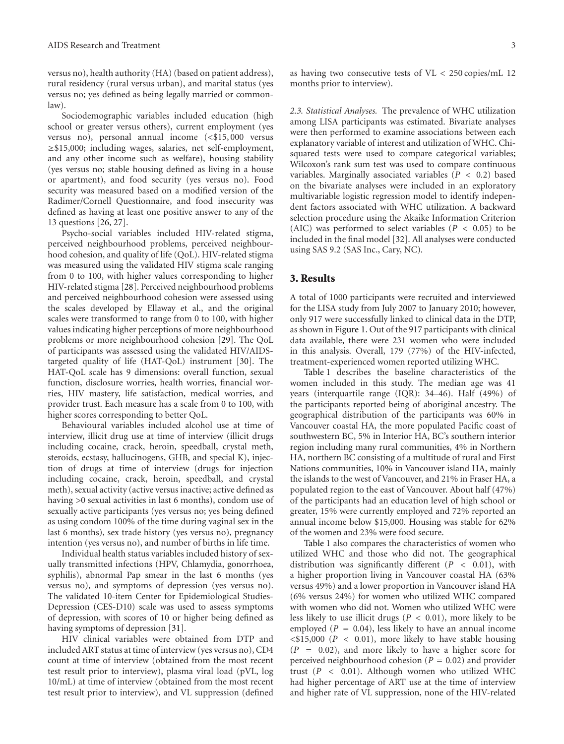versus no), health authority (HA) (based on patient address), rural residency (rural versus urban), and marital status (yes versus no; yes defined as being legally married or common-law).

Sociodemographic variables included education (high school or greater versus others), current employment (yes versus no), personal annual income (<\$15,000 versus ≥\$15,000; including wages, salaries, net self-employment, and any other income such as welfare), housing stability (yes versus no; stable housing defined as living in a house or apartment), and food security (yes versus no). Food security was measured based on a modified version of the Radimer/Cornell Questionnaire, and food insecurity was defined as having at least one positive answer to any of the 13 questions [26, 27].

Psycho-social variables included HIV-related stigma, perceived neighbourhood problems, perceived neighbourhood cohesion, and quality of life (QoL). HIV-related stigma was measured using the validated HIV stigma scale ranging from 0 to 100, with higher values corresponding to higher HIV-related stigma [28]. Perceived neighbourhood problems and perceived neighbourhood cohesion were assessed using the scales developed by Ellaway et al., and the original scales were transformed to range from 0 to 100, with higher values indicating higher perceptions of more neighbourhood problems or more neighbourhood cohesion [29]. The QoL of participants was assessed using the validated HIV/AIDS-targeted quality of life (HAT-QoL) instrument [30]. The HAT-QoL scale has 9 dimensions: overall function, sexual function, disclosure worries, health worries, financial worries, HIV mastery, life satisfaction, medical worries, and provider trust. Each measure has a scale from 0 to 100, with higher scores corresponding to better QoL.

Behavioural variables included alcohol use at time of interview, illicit drug use at time of interview (illicit drugs including cocaine, crack, heroin, speedball, crystal meth, steroids, ecstasy, hallucinogens, GHB, and special K), injection of drugs at time of interview (drugs for injection including cocaine, crack, heroin, speedball, and crystal meth), sexual activity (active versus inactive; active defined as having >0 sexual activities in last 6 months), condom use of sexually active participants (yes versus no; yes being defined as using condom 100% of the time during vaginal sex in the last 6 months), sex trade history (yes versus no), pregnancy intention (yes versus no), and number of births in life time.

Individual health status variables included history of sexually transmitted infections (HPV, Chlamydia, gonorrhoea, syphilis), abnormal Pap smear in the last 6 months (yes versus no), and symptoms of depression (yes versus no). The validated 10-item Center for Epidemiological Studies-Depression (CES-D10) scale was used to assess symptoms of depression, with scores of 10 or higher being defined as having symptoms of depression [31].

HIV clinical variables were obtained from DTP and included ART status at time of interview (yes versus no), CD4 count at time of interview (obtained from the most recent test result prior to interview), plasma viral load (pVL, log 10/mL) at time of interview (obtained from the most recent test result prior to interview), and VL suppression (defined as having two consecutive tests of VL < 250 copies/mL 12 months prior to interview).

*2.3. Statistical Analyses.* The prevalence of WHC utilization among LISA participants was estimated. Bivariate analyses were then performed to examine associations between each explanatory variable of interest and utilization of WHC. Chi-squared tests were used to compare categorical variables; Wilcoxon's rank sum test was used to compare continuous variables. Marginally associated variables ($P < 0.2$) based on the bivariate analyses were included in an exploratory multivariable logistic regression model to identify independent factors associated with WHC utilization. A backward selection procedure using the Akaike Information Criterion (AIC) was performed to select variables ($P < 0.05$) to be included in the final model [32]. All analyses were conducted using SAS 9.2 (SAS Inc., Cary, NC).

## 3. Results

A total of 1000 participants were recruited and interviewed for the LISA study from July 2007 to January 2010; however, only 917 were successfully linked to clinical data in the DTP, as shown in Figure 1. Out of the 917 participants with clinical data available, there were 231 women who were included in this analysis. Overall, 179 (77%) of the HIV-infected, treatment-experienced women reported utilizing WHC.

Table 1 describes the baseline characteristics of the women included in this study. The median age was 41 years (interquartile range (IQR): 34–46). Half (49%) of the participants reported being of aboriginal ancestry. The geographical distribution of the participants was 60% in Vancouver coastal HA, the more populated Pacific coast of southwestern BC, 5% in Interior HA, BC's southern interior region including many rural communities, 4% in Northern HA, northern BC consisting of a multitude of rural and First Nations communities, 10% in Vancouver island HA, mainly the islands to the west of Vancouver, and 21% in Fraser HA, a populated region to the east of Vancouver. About half (47%) of the participants had an education level of high school or greater, 15% were currently employed and 72% reported an annual income below \$15,000. Housing was stable for 62% of the women and 23% were food secure.

Table 1 also compares the characteristics of women who utilized WHC and those who did not. The geographical distribution was significantly different ($P < 0.01$), with a higher proportion living in Vancouver coastal HA (63% versus 49%) and a lower proportion in Vancouver island HA (6% versus 24%) for women who utilized WHC compared with women who did not. Women who utilized WHC were less likely to use illicit drugs ($P < 0.01$), more likely to be employed ($P = 0.04$), less likely to have an annual income <\$15,000 ($P < 0.01$), more likely to have stable housing ($P = 0.02$), and more likely to have a higher score for perceived neighbourhood cohesion ($P = 0.02$) and provider trust ($P < 0.01$). Although women who utilized WHC had higher percentage of ART use at the time of interview and higher rate of VL suppression, none of the HIV-related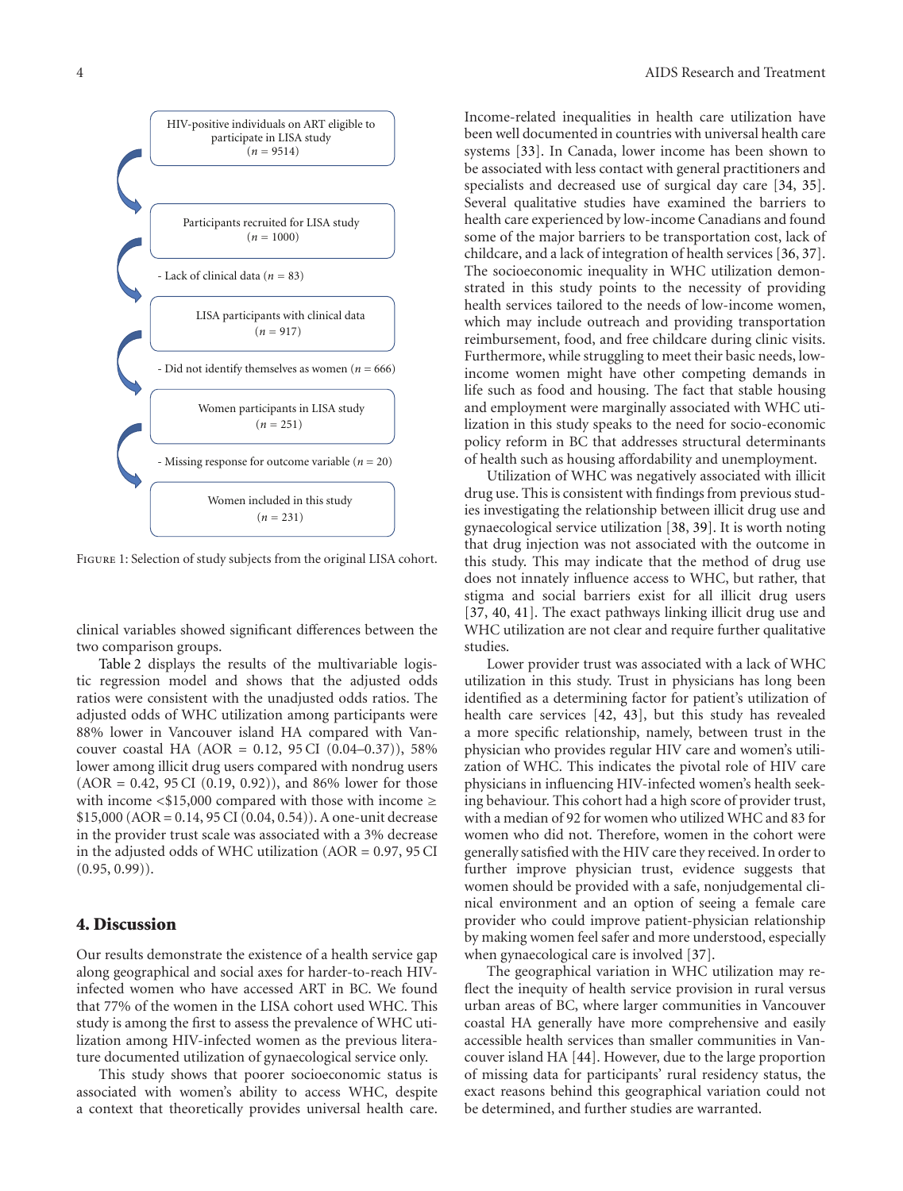HIV-positive individuals on ART eligible to participate in LISA study ($n = 9514$)

Participants recruited for LISA study ($n = 1000$)

- Lack of clinical data ($n = 83$)

LISA participants with clinical data ($n = 917$)

- Did not identify themselves as women ($n = 666$)

Women participants in LISA study ($n = 251$)

- Missing response for outcome variable ($n = 20$)

Women included in this study ($n = 231$)

Figure 1: Selection of study subjects from the original LISA cohort.

clinical variables showed significant differences between the two comparison groups.

Table 2 displays the results of the multivariable logistic regression model and shows that the adjusted odds ratios were consistent with the unadjusted odds ratios. The adjusted odds of WHC utilization among participants were 88% lower in Vancouver island HA compared with Vancouver coastal HA (AOR = 0.12, 95 CI (0.04–0.37)), 58% lower among illicit drug users compared with nondrug users (AOR = 0.42, 95 CI (0.19, 0.92)), and 86% lower for those with income <$15,000 compared with those with income ≥ $15,000 (AOR = 0.14, 95 CI (0.04, 0.54)). A one-unit decrease in the provider trust scale was associated with a 3% decrease in the adjusted odds of WHC utilization (AOR = 0.97, 95 CI (0.95, 0.99)).

## 4. Discussion

Our results demonstrate the existence of a health service gap along geographical and social axes for harder-to-reach HIV-infected women who have accessed ART in BC. We found that 77% of the women in the LISA cohort used WHC. This study is among the first to assess the prevalence of WHC utilization among HIV-infected women as the previous literature documented utilization of gynaecological service only.

This study shows that poorer socioeconomic status is associated with women's ability to access WHC, despite a context that theoretically provides universal health care. Income-related inequalities in health care utilization have been well documented in countries with universal health care systems [33]. In Canada, lower income has been shown to be associated with less contact with general practitioners and specialists and decreased use of surgical day care [34, 35]. Several qualitative studies have examined the barriers to health care experienced by low-income Canadians and found some of the major barriers to be transportation cost, lack of childcare, and a lack of integration of health services [36, 37]. The socioeconomic inequality in WHC utilization demonstrated in this study points to the necessity of providing health services tailored to the needs of low-income women, which may include outreach and providing transportation reimbursement, food, and free childcare during clinic visits. Furthermore, while struggling to meet their basic needs, low-income women might have other competing demands in life such as food and housing. The fact that stable housing and employment were marginally associated with WHC utilization in this study speaks to the need for socio-economic policy reform in BC that addresses structural determinants of health such as housing affordability and unemployment.

Utilization of WHC was negatively associated with illicit drug use. This is consistent with findings from previous studies investigating the relationship between illicit drug use and gynaecological service utilization [38, 39]. It is worth noting that drug injection was not associated with the outcome in this study. This may indicate that the method of drug use does not innately influence access to WHC, but rather, that stigma and social barriers exist for all illicit drug users [37, 40, 41]. The exact pathways linking illicit drug use and WHC utilization are not clear and require further qualitative studies.

Lower provider trust was associated with a lack of WHC utilization in this study. Trust in physicians has long been identified as a determining factor for patient's utilization of health care services [42, 43], but this study has revealed a more specific relationship, namely, between trust in the physician who provides regular HIV care and women's utilization of WHC. This indicates the pivotal role of HIV care physicians in influencing HIV-infected women's health seeking behaviour. This cohort had a high score of provider trust, with a median of 92 for women who utilized WHC and 83 for women who did not. Therefore, women in the cohort were generally satisfied with the HIV care they received. In order to further improve physician trust, evidence suggests that women should be provided with a safe, nonjudgemental clinical environment and an option of seeing a female care provider who could improve patient-physician relationship by making women feel safer and more understood, especially when gynaecological care is involved [37].

The geographical variation in WHC utilization may reflect the inequity of health service provision in rural versus urban areas of BC, where larger communities in Vancouver coastal HA generally have more comprehensive and easily accessible health services than smaller communities in Vancouver island HA [44]. However, due to the large proportion of missing data for participants' rural residency status, the exact reasons behind this geographical variation could not be determined, and further studies are warranted.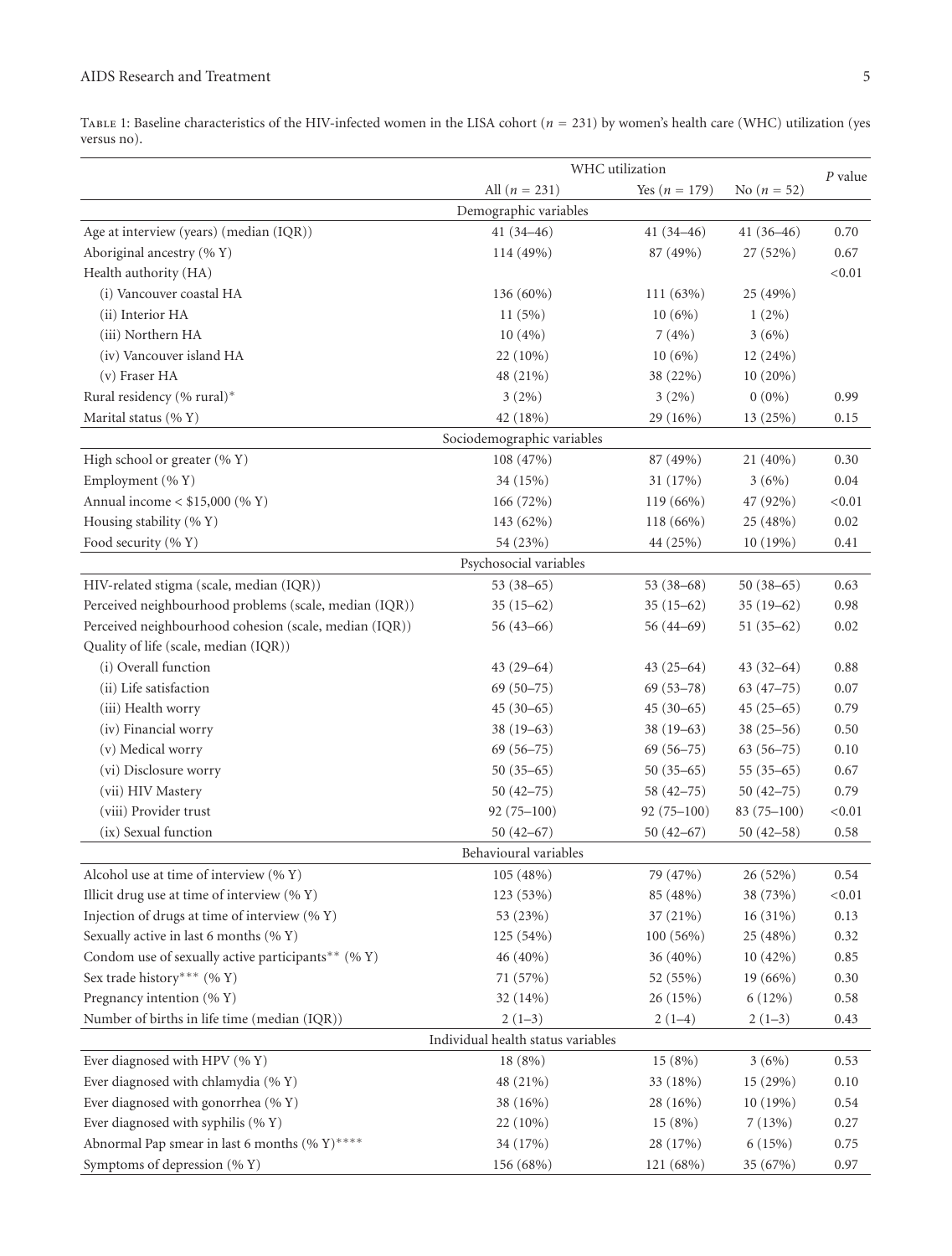Table 1: Baseline characteristics of the HIV-infected women in the LISA cohort ($n$ = 231) by women's health care (WHC) utilization (yes versus no).

| | WHC utilization | | | $P$ value |
|---|---|---|---|---|
| | All ($n$ = 231) | Yes ($n$ = 179) | No ($n$ = 52) | |
| **Demographic variables** | | | | |
| Age at interview (years) (median (IQR)) | 41 (34–46) | 41 (34–46) | 41 (36–46) | 0.70 |
| Aboriginal ancestry (% Y) | 114 (49%) | 87 (49%) | 27 (52%) | 0.67 |
| Health authority (HA) | | | | <0.01 |
| (i) Vancouver coastal HA | 136 (60%) | 111 (63%) | 25 (49%) | |
| (ii) Interior HA | 11 (5%) | 10 (6%) | 1 (2%) | |
| (iii) Northern HA | 10 (4%) | 7 (4%) | 3 (6%) | |
| (iv) Vancouver island HA | 22 (10%) | 10 (6%) | 12 (24%) | |
| (v) Fraser HA | 48 (21%) | 38 (22%) | 10 (20%) | |
| Rural residency (% rural)* | 3 (2%) | 3 (2%) | 0 (0%) | 0.99 |
| Marital status (% Y) | 42 (18%) | 29 (16%) | 13 (25%) | 0.15 |
| **Sociodemographic variables** | | | | |
| High school or greater (% Y) | 108 (47%) | 87 (49%) | 21 (40%) | 0.30 |
| Employment (% Y) | 34 (15%) | 31 (17%) | 3 (6%) | 0.04 |
| Annual income < $15,000 (% Y) | 166 (72%) | 119 (66%) | 47 (92%) | <0.01 |
| Housing stability (% Y) | 143 (62%) | 118 (66%) | 25 (48%) | 0.02 |
| Food security (% Y) | 54 (23%) | 44 (25%) | 10 (19%) | 0.41 |
| **Psychosocial variables** | | | | |
| HIV-related stigma (scale, median (IQR)) | 53 (38–65) | 53 (38–68) | 50 (38–65) | 0.63 |
| Perceived neighbourhood problems (scale, median (IQR)) | 35 (15–62) | 35 (15–62) | 35 (19–62) | 0.98 |
| Perceived neighbourhood cohesion (scale, median (IQR)) | 56 (43–66) | 56 (44–69) | 51 (35–62) | 0.02 |
| Quality of life (scale, median (IQR)) | | | | |
| (i) Overall function | 43 (29–64) | 43 (25–64) | 43 (32–64) | 0.88 |
| (ii) Life satisfaction | 69 (50–75) | 69 (53–78) | 63 (47–75) | 0.07 |
| (iii) Health worry | 45 (30–65) | 45 (30–65) | 45 (25–65) | 0.79 |
| (iv) Financial worry | 38 (19–63) | 38 (19–63) | 38 (25–56) | 0.50 |
| (v) Medical worry | 69 (56–75) | 69 (56–75) | 63 (56–75) | 0.10 |
| (vi) Disclosure worry | 50 (35–65) | 50 (35–65) | 55 (35–65) | 0.67 |
| (vii) HIV Mastery | 50 (42–75) | 58 (42–75) | 50 (42–75) | 0.79 |
| (viii) Provider trust | 92 (75–100) | 92 (75–100) | 83 (75–100) | <0.01 |
| (ix) Sexual function | 50 (42–67) | 50 (42–67) | 50 (42–58) | 0.58 |
| **Behavioural variables** | | | | |
| Alcohol use at time of interview (% Y) | 105 (48%) | 79 (47%) | 26 (52%) | 0.54 |
| Illicit drug use at time of interview (% Y) | 123 (53%) | 85 (48%) | 38 (73%) | <0.01 |
| Injection of drugs at time of interview (% Y) | 53 (23%) | 37 (21%) | 16 (31%) | 0.13 |
| Sexually active in last 6 months (% Y) | 125 (54%) | 100 (56%) | 25 (48%) | 0.32 |
| Condom use of sexually active participants** (% Y) | 46 (40%) | 36 (40%) | 10 (42%) | 0.85 |
| Sex trade history*** (% Y) | 71 (57%) | 52 (55%) | 19 (66%) | 0.30 |
| Pregnancy intention (% Y) | 32 (14%) | 26 (15%) | 6 (12%) | 0.58 |
| Number of births in life time (median (IQR)) | 2 (1–3) | 2 (1–4) | 2 (1–3) | 0.43 |
| **Individual health status variables** | | | | |
| Ever diagnosed with HPV (% Y) | 18 (8%) | 15 (8%) | 3 (6%) | 0.53 |
| Ever diagnosed with chlamydia (% Y) | 48 (21%) | 33 (18%) | 15 (29%) | 0.10 |
| Ever diagnosed with gonorrhea (% Y) | 38 (16%) | 28 (16%) | 10 (19%) | 0.54 |
| Ever diagnosed with syphilis (% Y) | 22 (10%) | 15 (8%) | 7 (13%) | 0.27 |
| Abnormal Pap smear in last 6 months (% Y)**** | 34 (17%) | 28 (17%) | 6 (15%) | 0.75 |
| Symptoms of depression (% Y) | 156 (68%) | 121 (68%) | 35 (67%) | 0.97 |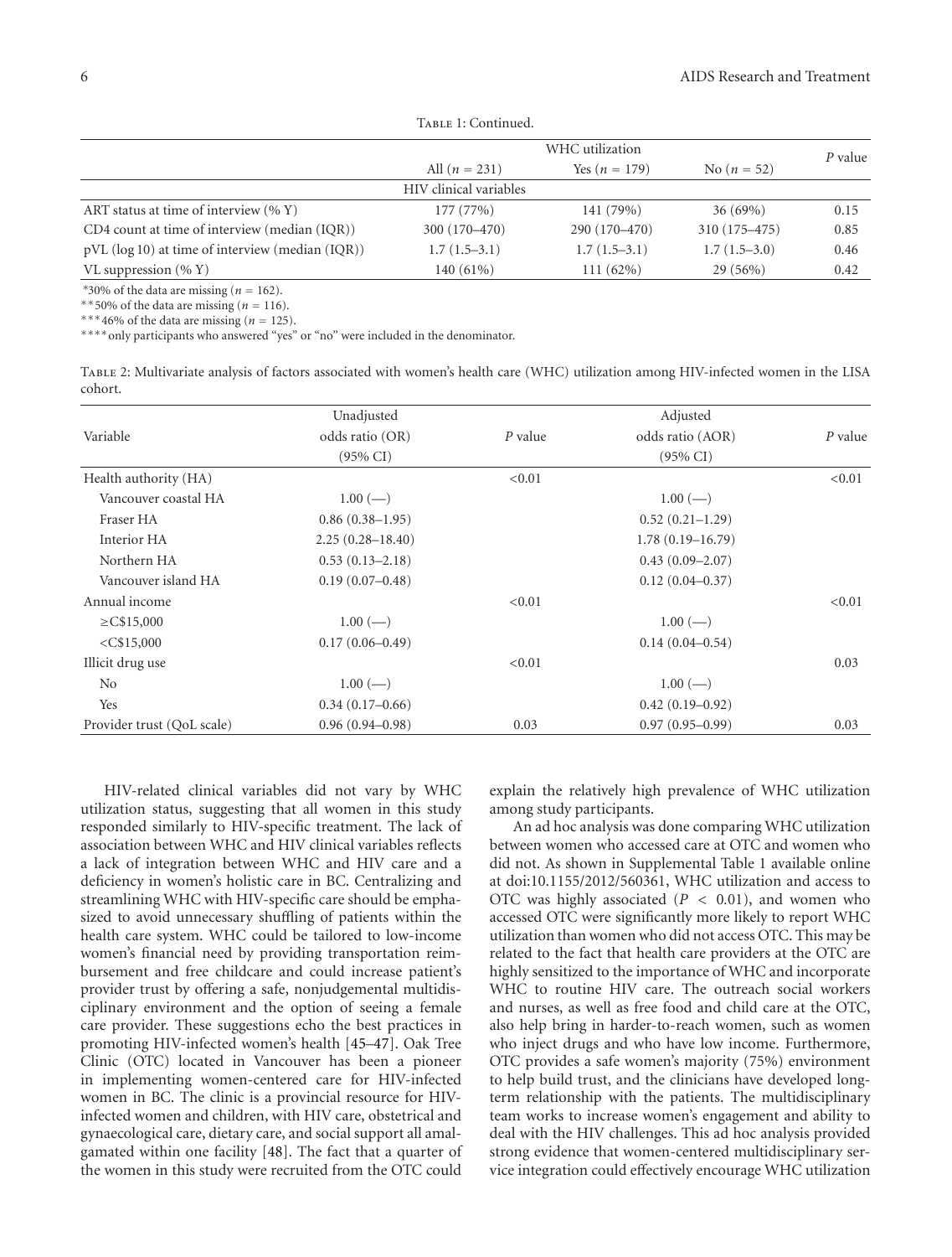Table 1: Continued.

| | WHC utilization | | | $P$ value |
|---|---|---|---|---|
| | All ($n$ = 231) | Yes ($n$ = 179) | No ($n$ = 52) | |
| | HIV clinical variables | | | |
| ART status at time of interview (% Y) | 177 (77%) | 141 (79%) | 36 (69%) | 0.15 |
| CD4 count at time of interview (median (IQR)) | 300 (170–470) | 290 (170–470) | 310 (175–475) | 0.85 |
| pVL (log 10) at time of interview (median (IQR)) | 1.7 (1.5–3.1) | 1.7 (1.5–3.1) | 1.7 (1.5–3.0) | 0.46 |
| VL suppression (% Y) | 140 (61%) | 111 (62%) | 29 (56%) | 0.42 |

*30% of the data are missing ($n$ = 162).
**50% of the data are missing ($n$ = 116).
***46% of the data are missing ($n$ = 125).
****only participants who answered "yes" or "no" were included in the denominator.

Table 2: Multivariate analysis of factors associated with women's health care (WHC) utilization among HIV-infected women in the LISA cohort.

| Variable | Unadjusted odds ratio (OR) (95% CI) | $P$ value | Adjusted odds ratio (AOR) (95% CI) | $P$ value |
|---|---|---|---|---|
| Health authority (HA) | | <0.01 | | <0.01 |
| Vancouver coastal HA | 1.00 (—) | | 1.00 (—) | |
| Fraser HA | 0.86 (0.38–1.95) | | 0.52 (0.21–1.29) | |
| Interior HA | 2.25 (0.28–18.40) | | 1.78 (0.19–16.79) | |
| Northern HA | 0.53 (0.13–2.18) | | 0.43 (0.09–2.07) | |
| Vancouver island HA | 0.19 (0.07–0.48) | | 0.12 (0.04–0.37) | |
| Annual income | | <0.01 | | <0.01 |
| ≥C$15,000 | 1.00 (—) | | 1.00 (—) | |
| <C$15,000 | 0.17 (0.06–0.49) | | 0.14 (0.04–0.54) | |
| Illicit drug use | | <0.01 | | 0.03 |
| No | 1.00 (—) | | 1.00 (—) | |
| Yes | 0.34 (0.17–0.66) | | 0.42 (0.19–0.92) | |
| Provider trust (QoL scale) | 0.96 (0.94–0.98) | 0.03 | 0.97 (0.95–0.99) | 0.03 |

HIV-related clinical variables did not vary by WHC utilization status, suggesting that all women in this study responded similarly to HIV-specific treatment. The lack of association between WHC and HIV clinical variables reflects a lack of integration between WHC and HIV care and a deficiency in women's holistic care in BC. Centralizing and streamlining WHC with HIV-specific care should be emphasized to avoid unnecessary shuffling of patients within the health care system. WHC could be tailored to low-income women's financial need by providing transportation reimbursement and free childcare and could increase patient's provider trust by offering a safe, nonjudgemental multidisciplinary environment and the option of seeing a female care provider. These suggestions echo the best practices in promoting HIV-infected women's health [45–47]. Oak Tree Clinic (OTC) located in Vancouver has been a pioneer in implementing women-centered care for HIV-infected women in BC. The clinic is a provincial resource for HIV-infected women and children, with HIV care, obstetrical and gynaecological care, dietary care, and social support all amalgamated within one facility [48]. The fact that a quarter of the women in this study were recruited from the OTC could explain the relatively high prevalence of WHC utilization among study participants.

An ad hoc analysis was done comparing WHC utilization between women who accessed care at OTC and women who did not. As shown in Supplemental Table 1 available online at doi:10.1155/2012/560361, WHC utilization and access to OTC was highly associated ($P < 0.01$), and women who accessed OTC were significantly more likely to report WHC utilization than women who did not access OTC. This may be related to the fact that health care providers at the OTC are highly sensitized to the importance of WHC and incorporate WHC to routine HIV care. The outreach social workers and nurses, as well as free food and child care at the OTC, also help bring in harder-to-reach women, such as women who inject drugs and who have low income. Furthermore, OTC provides a safe women's majority (75%) environment to help build trust, and the clinicians have developed long-term relationship with the patients. The multidisciplinary team works to increase women's engagement and ability to deal with the HIV challenges. This ad hoc analysis provided strong evidence that women-centered multidisciplinary service integration could effectively encourage WHC utilization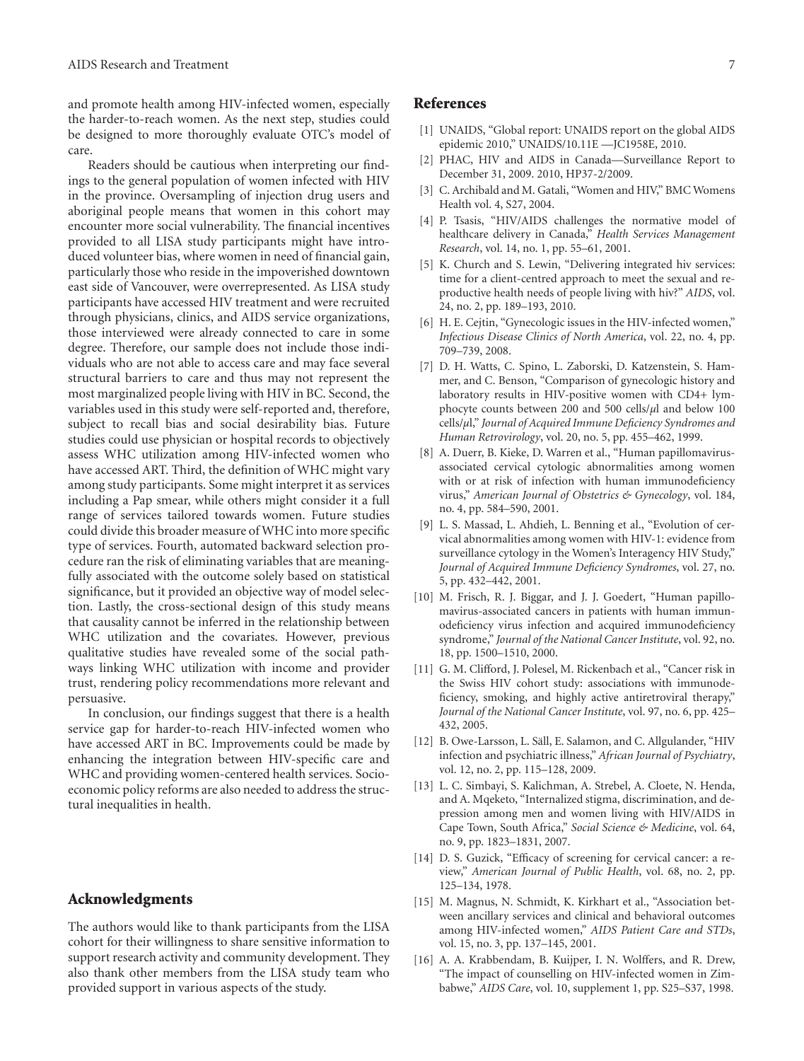and promote health among HIV-infected women, especially the harder-to-reach women. As the next step, studies could be designed to more thoroughly evaluate OTC's model of care.

Readers should be cautious when interpreting our findings to the general population of women infected with HIV in the province. Oversampling of injection drug users and aboriginal people means that women in this cohort may encounter more social vulnerability. The financial incentives provided to all LISA study participants might have introduced volunteer bias, where women in need of financial gain, particularly those who reside in the impoverished downtown east side of Vancouver, were overrepresented. As LISA study participants have accessed HIV treatment and were recruited through physicians, clinics, and AIDS service organizations, those interviewed were already connected to care in some degree. Therefore, our sample does not include those individuals who are not able to access care and may face several structural barriers to care and thus may not represent the most marginalized people living with HIV in BC. Second, the variables used in this study were self-reported and, therefore, subject to recall bias and social desirability bias. Future studies could use physician or hospital records to objectively assess WHC utilization among HIV-infected women who have accessed ART. Third, the definition of WHC might vary among study participants. Some might interpret it as services including a Pap smear, while others might consider it a full range of services tailored towards women. Future studies could divide this broader measure of WHC into more specific type of services. Fourth, automated backward selection procedure ran the risk of eliminating variables that are meaningfully associated with the outcome solely based on statistical significance, but it provided an objective way of model selection. Lastly, the cross-sectional design of this study means that causality cannot be inferred in the relationship between WHC utilization and the covariates. However, previous qualitative studies have revealed some of the social pathways linking WHC utilization with income and provider trust, rendering policy recommendations more relevant and persuasive.

In conclusion, our findings suggest that there is a health service gap for harder-to-reach HIV-infected women who have accessed ART in BC. Improvements could be made by enhancing the integration between HIV-specific care and WHC and providing women-centered health services. Socioeconomic policy reforms are also needed to address the structural inequalities in health.

## Acknowledgments

The authors would like to thank participants from the LISA cohort for their willingness to share sensitive information to support research activity and community development. They also thank other members from the LISA study team who provided support in various aspects of the study.

## References

[1] UNAIDS, "Global report: UNAIDS report on the global AIDS epidemic 2010," UNAIDS/10.11E —JC1958E, 2010.

[2] PHAC, HIV and AIDS in Canada—Surveillance Report to December 31, 2009. 2010, HP37-2/2009.

[3] C. Archibald and M. Gatali, "Women and HIV," BMC Womens Health vol. 4, S27, 2004.

[4] P. Tsasis, "HIV/AIDS challenges the normative model of healthcare delivery in Canada," *Health Services Management Research*, vol. 14, no. 1, pp. 55–61, 2001.

[5] K. Church and S. Lewin, "Delivering integrated hiv services: time for a client-centred approach to meet the sexual and reproductive health needs of people living with hiv?" *AIDS*, vol. 24, no. 2, pp. 189–193, 2010.

[6] H. E. Cejtin, "Gynecologic issues in the HIV-infected women," *Infectious Disease Clinics of North America*, vol. 22, no. 4, pp. 709–739, 2008.

[7] D. H. Watts, C. Spino, L. Zaborski, D. Katzenstein, S. Hammer, and C. Benson, "Comparison of gynecologic history and laboratory results in HIV-positive women with CD4+ lymphocyte counts between 200 and 500 cells/$\mu$l and below 100 cells/$\mu$l," *Journal of Acquired Immune Deficiency Syndromes and Human Retrovirology*, vol. 20, no. 5, pp. 455–462, 1999.

[8] A. Duerr, B. Kieke, D. Warren et al., "Human papillomavirus-associated cervical cytologic abnormalities among women with or at risk of infection with human immunodeficiency virus," *American Journal of Obstetrics & Gynecology*, vol. 184, no. 4, pp. 584–590, 2001.

[9] L. S. Massad, L. Ahdieh, L. Benning et al., "Evolution of cervical abnormalities among women with HIV-1: evidence from surveillance cytology in the Women's Interagency HIV Study," *Journal of Acquired Immune Deficiency Syndromes*, vol. 27, no. 5, pp. 432–442, 2001.

[10] M. Frisch, R. J. Biggar, and J. J. Goedert, "Human papillomavirus-associated cancers in patients with human immunodeficiency virus infection and acquired immunodeficiency syndrome," *Journal of the National Cancer Institute*, vol. 92, no. 18, pp. 1500–1510, 2000.

[11] G. M. Clifford, J. Polesel, M. Rickenbach et al., "Cancer risk in the Swiss HIV cohort study: associations with immunodeficiency, smoking, and highly active antiretroviral therapy," *Journal of the National Cancer Institute*, vol. 97, no. 6, pp. 425–432, 2005.

[12] B. Owe-Larsson, L. Säll, E. Salamon, and C. Allgulander, "HIV infection and psychiatric illness," *African Journal of Psychiatry*, vol. 12, no. 2, pp. 115–128, 2009.

[13] L. C. Simbayi, S. Kalichman, A. Strebel, A. Cloete, N. Henda, and A. Mqeketo, "Internalized stigma, discrimination, and depression among men and women living with HIV/AIDS in Cape Town, South Africa," *Social Science & Medicine*, vol. 64, no. 9, pp. 1823–1831, 2007.

[14] D. S. Guzick, "Efficacy of screening for cervical cancer: a review," *American Journal of Public Health*, vol. 68, no. 2, pp. 125–134, 1978.

[15] M. Magnus, N. Schmidt, K. Kirkhart et al., "Association between ancillary services and clinical and behavioral outcomes among HIV-infected women," *AIDS Patient Care and STDs*, vol. 15, no. 3, pp. 137–145, 2001.

[16] A. A. Krabbendam, B. Kuijper, I. N. Wolffers, and R. Drew, "The impact of counselling on HIV-infected women in Zimbabwe," *AIDS Care*, vol. 10, supplement 1, pp. S25–S37, 1998.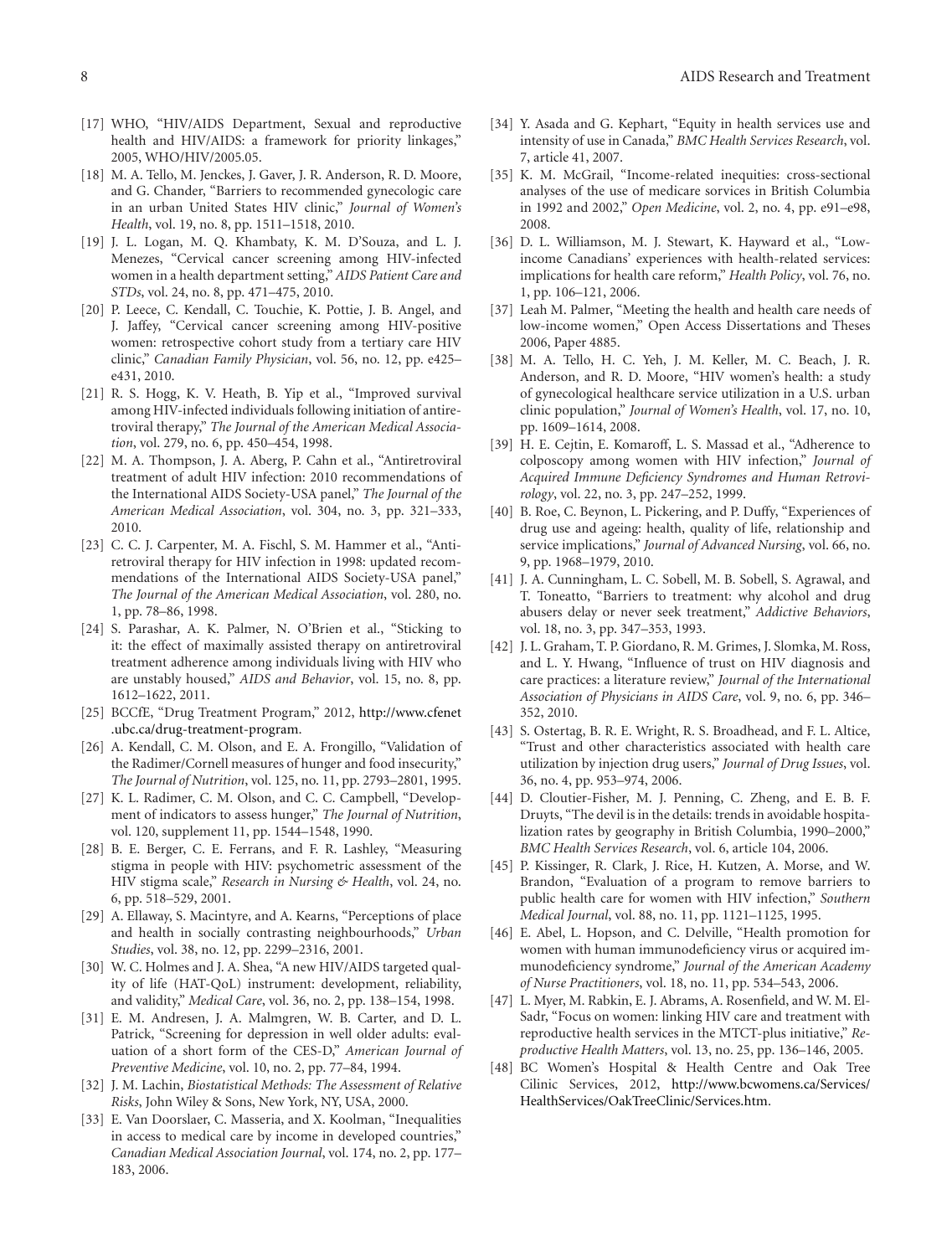[17] WHO, "HIV/AIDS Department, Sexual and reproductive health and HIV/AIDS: a framework for priority linkages," 2005, WHO/HIV/2005.05.

[18] M. A. Tello, M. Jenckes, J. Gaver, J. R. Anderson, R. D. Moore, and G. Chander, "Barriers to recommended gynecologic care in an urban United States HIV clinic," *Journal of Women's Health*, vol. 19, no. 8, pp. 1511–1518, 2010.

[19] J. L. Logan, M. Q. Khambaty, K. M. D'Souza, and L. J. Menezes, "Cervical cancer screening among HIV-infected women in a health department setting," *AIDS Patient Care and STDs*, vol. 24, no. 8, pp. 471–475, 2010.

[20] P. Leece, C. Kendall, C. Touchie, K. Pottie, J. B. Angel, and J. Jaffey, "Cervical cancer screening among HIV-positive women: retrospective cohort study from a tertiary care HIV clinic," *Canadian Family Physician*, vol. 56, no. 12, pp. e425–e431, 2010.

[21] R. S. Hogg, K. V. Heath, B. Yip et al., "Improved survival among HIV-infected individuals following initiation of antiretroviral therapy," *The Journal of the American Medical Association*, vol. 279, no. 6, pp. 450–454, 1998.

[22] M. A. Thompson, J. A. Aberg, P. Cahn et al., "Antiretroviral treatment of adult HIV infection: 2010 recommendations of the International AIDS Society-USA panel," *The Journal of the American Medical Association*, vol. 304, no. 3, pp. 321–333, 2010.

[23] C. C. J. Carpenter, M. A. Fischl, S. M. Hammer et al., "Antiretroviral therapy for HIV infection in 1998: updated recommendations of the International AIDS Society-USA panel," *The Journal of the American Medical Association*, vol. 280, no. 1, pp. 78–86, 1998.

[24] S. Parashar, A. K. Palmer, N. O'Brien et al., "Sticking to it: the effect of maximally assisted therapy on antiretroviral treatment adherence among individuals living with HIV who are unstably housed," *AIDS and Behavior*, vol. 15, no. 8, pp. 1612–1622, 2011.

[25] BCCfE, "Drug Treatment Program," 2012, http://www.cfenet.ubc.ca/drug-treatment-program.

[26] A. Kendall, C. M. Olson, and E. A. Frongillo, "Validation of the Radimer/Cornell measures of hunger and food insecurity," *The Journal of Nutrition*, vol. 125, no. 11, pp. 2793–2801, 1995.

[27] K. L. Radimer, C. M. Olson, and C. C. Campbell, "Development of indicators to assess hunger," *The Journal of Nutrition*, vol. 120, supplement 11, pp. 1544–1548, 1990.

[28] B. E. Berger, C. E. Ferrans, and F. R. Lashley, "Measuring stigma in people with HIV: psychometric assessment of the HIV stigma scale," *Research in Nursing & Health*, vol. 24, no. 6, pp. 518–529, 2001.

[29] A. Ellaway, S. Macintyre, and A. Kearns, "Perceptions of place and health in socially contrasting neighbourhoods," *Urban Studies*, vol. 38, no. 12, pp. 2299–2316, 2001.

[30] W. C. Holmes and J. A. Shea, "A new HIV/AIDS targeted quality of life (HAT-QoL) instrument: development, reliability, and validity," *Medical Care*, vol. 36, no. 2, pp. 138–154, 1998.

[31] E. M. Andresen, J. A. Malmgren, W. B. Carter, and D. L. Patrick, "Screening for depression in well older adults: evaluation of a short form of the CES-D," *American Journal of Preventive Medicine*, vol. 10, no. 2, pp. 77–84, 1994.

[32] J. M. Lachin, *Biostatistical Methods: The Assessment of Relative Risks*, John Wiley & Sons, New York, NY, USA, 2000.

[33] E. Van Doorslaer, C. Masseria, and X. Koolman, "Inequalities in access to medical care by income in developed countries," *Canadian Medical Association Journal*, vol. 174, no. 2, pp. 177–183, 2006.

[34] Y. Asada and G. Kephart, "Equity in health services use and intensity of use in Canada," *BMC Health Services Research*, vol. 7, article 41, 2007.

[35] K. M. McGrail, "Income-related inequities: cross-sectional analyses of the use of medicare sorvices in British Columbia in 1992 and 2002," *Open Medicine*, vol. 2, no. 4, pp. e91–e98, 2008.

[36] D. L. Williamson, M. J. Stewart, K. Hayward et al., "Low-income Canadians' experiences with health-related services: implications for health care reform," *Health Policy*, vol. 76, no. 1, pp. 106–121, 2006.

[37] Leah M. Palmer, "Meeting the health and health care needs of low-income women," Open Access Dissertations and Theses 2006, Paper 4885.

[38] M. A. Tello, H. C. Yeh, J. M. Keller, M. C. Beach, J. R. Anderson, and R. D. Moore, "HIV women's health: a study of gynecological healthcare service utilization in a U.S. urban clinic population," *Journal of Women's Health*, vol. 17, no. 10, pp. 1609–1614, 2008.

[39] H. E. Cejtin, E. Komaroff, L. S. Massad et al., "Adherence to colposcopy among women with HIV infection," *Journal of Acquired Immune Deficiency Syndromes and Human Retrovirology*, vol. 22, no. 3, pp. 247–252, 1999.

[40] B. Roe, C. Beynon, L. Pickering, and P. Duffy, "Experiences of drug use and ageing: health, quality of life, relationship and service implications," *Journal of Advanced Nursing*, vol. 66, no. 9, pp. 1968–1979, 2010.

[41] J. A. Cunningham, L. C. Sobell, M. B. Sobell, S. Agrawal, and T. Toneatto, "Barriers to treatment: why alcohol and drug abusers delay or never seek treatment," *Addictive Behaviors*, vol. 18, no. 3, pp. 347–353, 1993.

[42] J. L. Graham, T. P. Giordano, R. M. Grimes, J. Slomka, M. Ross, and L. Y. Hwang, "Influence of trust on HIV diagnosis and care practices: a literature review," *Journal of the International Association of Physicians in AIDS Care*, vol. 9, no. 6, pp. 346–352, 2010.

[43] S. Ostertag, B. R. E. Wright, R. S. Broadhead, and F. L. Altice, "Trust and other characteristics associated with health care utilization by injection drug users," *Journal of Drug Issues*, vol. 36, no. 4, pp. 953–974, 2006.

[44] D. Cloutier-Fisher, M. J. Penning, C. Zheng, and E. B. F. Druyts, "The devil is in the details: trends in avoidable hospitalization rates by geography in British Columbia, 1990–2000," *BMC Health Services Research*, vol. 6, article 104, 2006.

[45] P. Kissinger, R. Clark, J. Rice, H. Kutzen, A. Morse, and W. Brandon, "Evaluation of a program to remove barriers to public health care for women with HIV infection," *Southern Medical Journal*, vol. 88, no. 11, pp. 1121–1125, 1995.

[46] E. Abel, L. Hopson, and C. Delville, "Health promotion for women with human immunodeficiency virus or acquired immunodeficiency syndrome," *Journal of the American Academy of Nurse Practitioners*, vol. 18, no. 11, pp. 534–543, 2006.

[47] L. Myer, M. Rabkin, E. J. Abrams, A. Rosenfield, and W. M. El-Sadr, "Focus on women: linking HIV care and treatment with reproductive health services in the MTCT-plus initiative," *Reproductive Health Matters*, vol. 13, no. 25, pp. 136–146, 2005.

[48] BC Women's Hospital & Health Centre and Oak Tree Cilinic Services, 2012, http://www.bcwomens.ca/Services/HealthServices/OakTreeClinic/Services.htm.